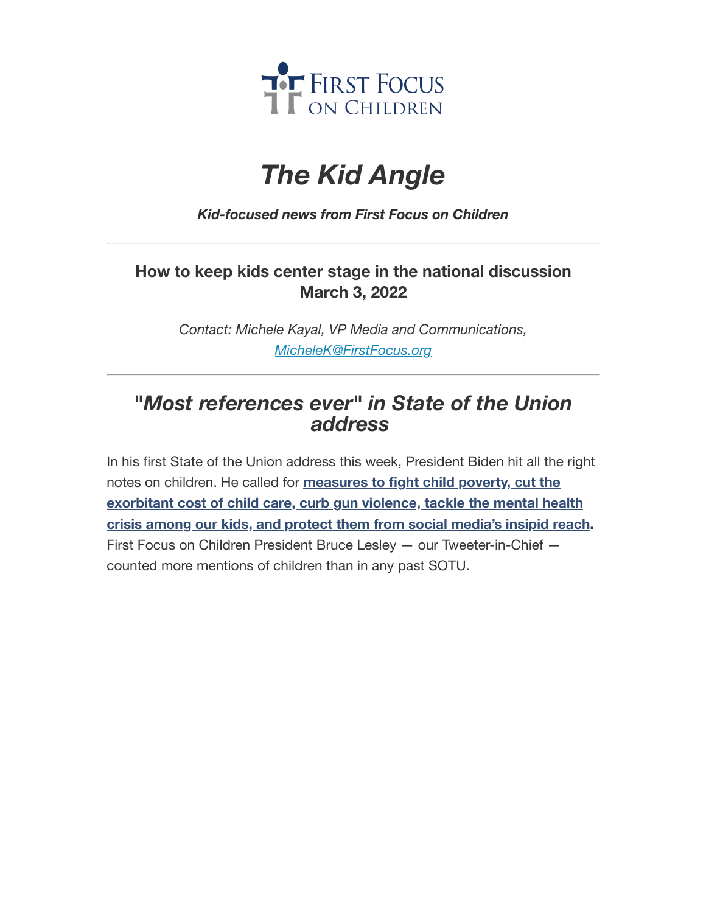First Focus on Children

# *The Kid Angle*

***Kid-focused news from First Focus on Children***

---

**How to keep kids center stage in the national discussion**
**March 3, 2022**

*Contact: Michele Kayal, VP Media and Communications, MicheleK@FirstFocus.org*

---

## "*Most references ever*" *in State of the Union address*

In his first State of the Union address this week, President Biden hit all the right notes on children. He called for **measures to fight child poverty, cut the exorbitant cost of child care, curb gun violence, tackle the mental health crisis among our kids, and protect them from social media's insipid reach**. First Focus on Children President Bruce Lesley — our Tweeter-in-Chief — counted more mentions of children than in any past SOTU.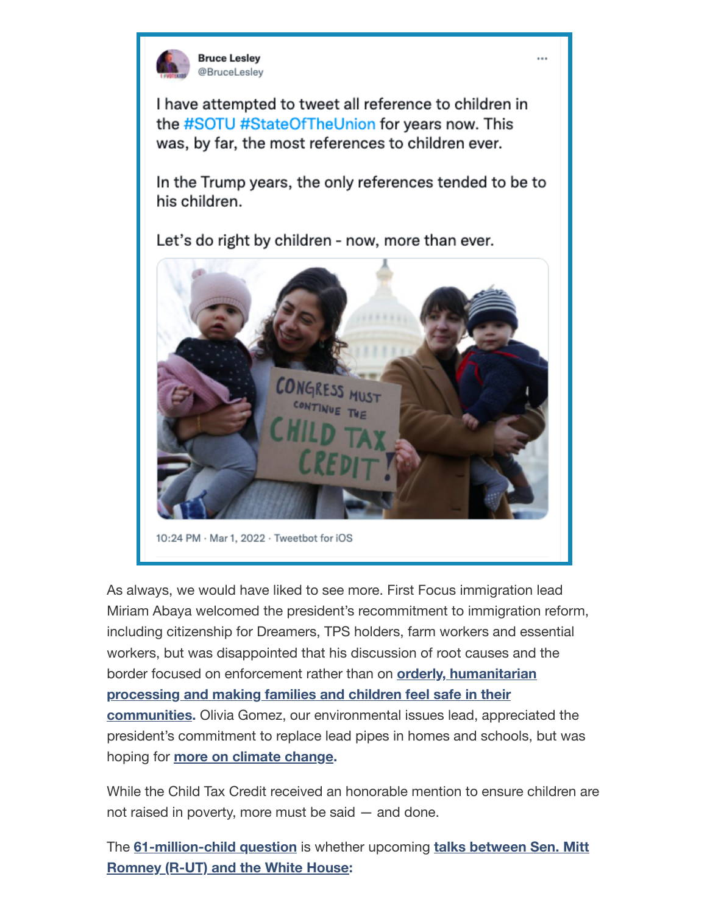**Bruce Lesley**
@BruceLesley

I have attempted to tweet all reference to children in the #SOTU #StateOfTheUnion for years now. This was, by far, the most references to children ever.

In the Trump years, the only references tended to be to his children.

Let's do right by children - now, more than ever.

10:24 PM · Mar 1, 2022 · Tweetbot for iOS

As always, we would have liked to see more. First Focus immigration lead Miriam Abaya welcomed the president's recommitment to immigration reform, including citizenship for Dreamers, TPS holders, farm workers and essential workers, but was disappointed that his discussion of root causes and the border focused on enforcement rather than on **orderly, humanitarian processing and making families and children feel safe in their communities**. Olivia Gomez, our environmental issues lead, appreciated the president's commitment to replace lead pipes in homes and schools, but was hoping for **more on climate change**.

While the Child Tax Credit received an honorable mention to ensure children are not raised in poverty, more must be said — and done.

The **61-million-child question** is whether upcoming **talks between Sen. Mitt Romney (R-UT) and the White House**: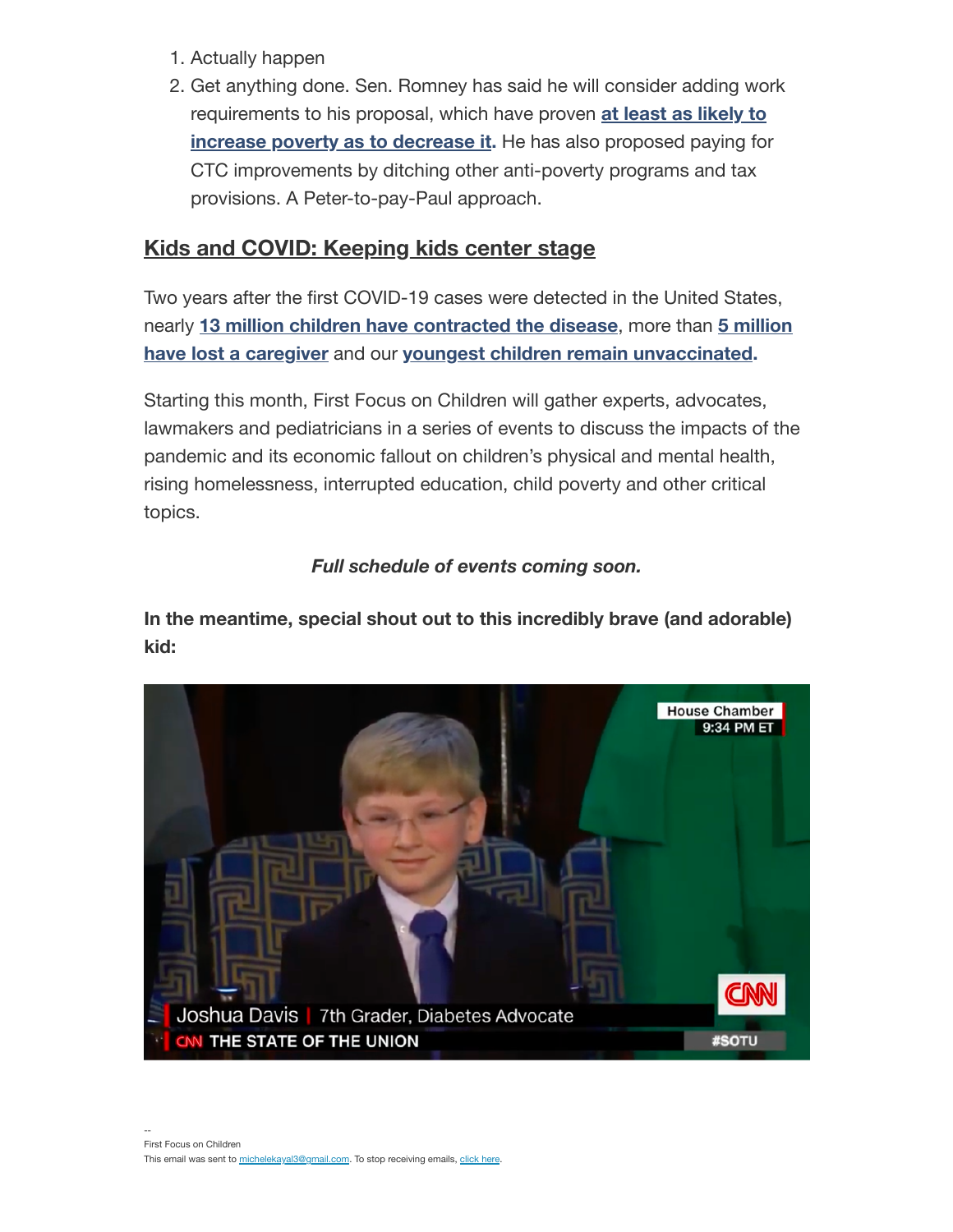1. Actually happen
2. Get anything done. Sen. Romney has said he will consider adding work requirements to his proposal, which have proven **at least as likely to increase poverty as to decrease it.** He has also proposed paying for CTC improvements by ditching other anti-poverty programs and tax provisions. A Peter-to-pay-Paul approach.

## Kids and COVID: Keeping kids center stage

Two years after the first COVID-19 cases were detected in the United States, nearly **13 million children have contracted the disease**, more than **5 million have lost a caregiver** and our **youngest children remain unvaccinated.**

Starting this month, First Focus on Children will gather experts, advocates, lawmakers and pediatricians in a series of events to discuss the impacts of the pandemic and its economic fallout on children's physical and mental health, rising homelessness, interrupted education, child poverty and other critical topics.

***Full schedule of events coming soon.***

**In the meantime, special shout out to this incredibly brave (and adorable) kid:**

House Chamber
9:34 PM ET
Joshua Davis | 7th Grader, Diabetes Advocate
CNN THE STATE OF THE UNION
#SOTU

--
First Focus on Children
This email was sent to michelekayal3@gmail.com. To stop receiving emails, click here.